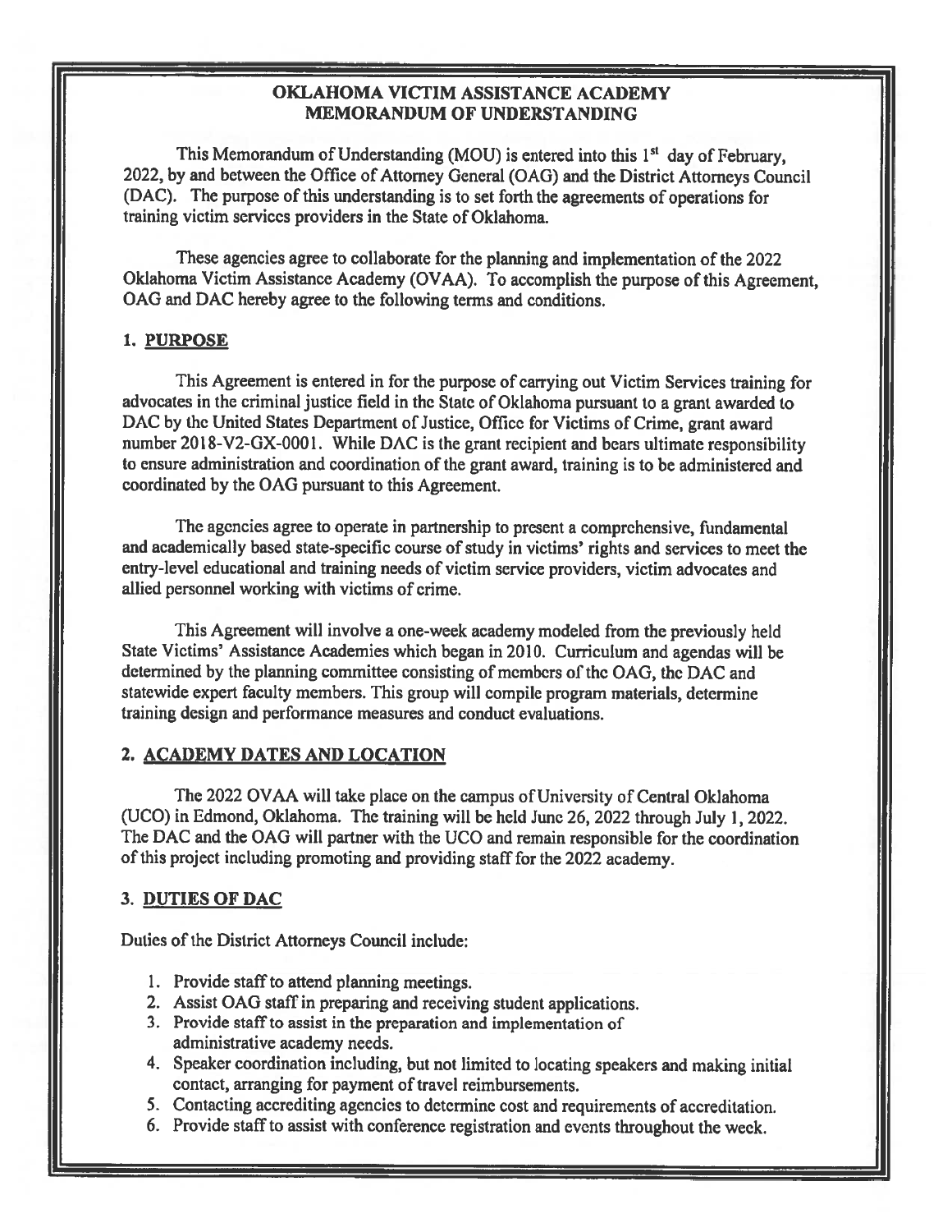# OKLAHOMA VICTIM ASSISTANCE ACADEMY
# MEMORANDUM OF UNDERSTANDING

This Memorandum of Understanding (MOU) is entered into this 1st day of February, 2022, by and between the Office of Attorney General (OAG) and the District Attorneys Council (DAC). The purpose of this understanding is to set forth the agreements of operations for training victim services providers in the State of Oklahoma.

These agencies agree to collaborate for the planning and implementation of the 2022 Oklahoma Victim Assistance Academy (OVAA). To accomplish the purpose of this Agreement, OAG and DAC hereby agree to the following terms and conditions.

## 1. PURPOSE

This Agreement is entered in for the purpose of carrying out Victim Services training for advocates in the criminal justice field in the State of Oklahoma pursuant to a grant awarded to DAC by the United States Department of Justice, Office for Victims of Crime, grant award number 2018-V2-GX-0001. While DAC is the grant recipient and bears ultimate responsibility to ensure administration and coordination of the grant award, training is to be administered and coordinated by the OAG pursuant to this Agreement.

The agencies agree to operate in partnership to present a comprehensive, fundamental and academically based state-specific course of study in victims' rights and services to meet the entry-level educational and training needs of victim service providers, victim advocates and allied personnel working with victims of crime.

This Agreement will involve a one-week academy modeled from the previously held State Victims' Assistance Academies which began in 2010. Curriculum and agendas will be determined by the planning committee consisting of members of the OAG, the DAC and statewide expert faculty members. This group will compile program materials, determine training design and performance measures and conduct evaluations.

## 2. ACADEMY DATES AND LOCATION

The 2022 OVAA will take place on the campus of University of Central Oklahoma (UCO) in Edmond, Oklahoma. The training will be held June 26, 2022 through July 1, 2022. The DAC and the OAG will partner with the UCO and remain responsible for the coordination of this project including promoting and providing staff for the 2022 academy.

## 3. DUTIES OF DAC

Duties of the District Attorneys Council include:

1. Provide staff to attend planning meetings.
2. Assist OAG staff in preparing and receiving student applications.
3. Provide staff to assist in the preparation and implementation of administrative academy needs.
4. Speaker coordination including, but not limited to locating speakers and making initial contact, arranging for payment of travel reimbursements.
5. Contacting accrediting agencies to determine cost and requirements of accreditation.
6. Provide staff to assist with conference registration and events throughout the week.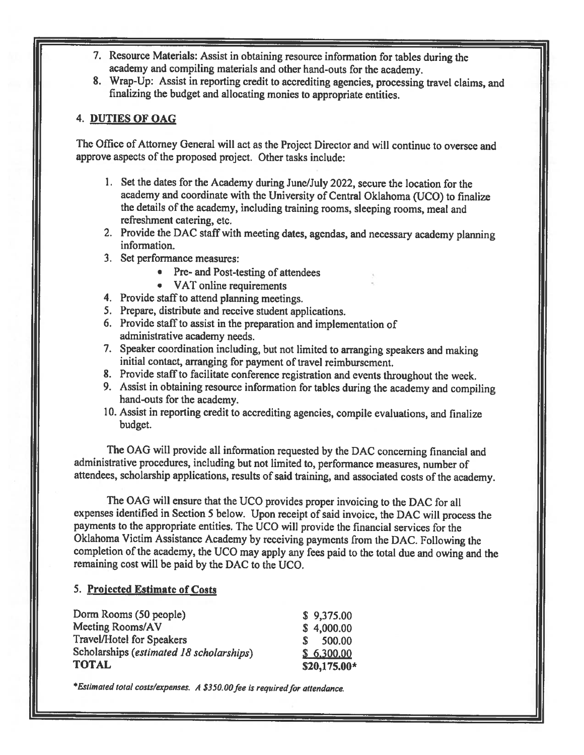7. Resource Materials: Assist in obtaining resource information for tables during the academy and compiling materials and other hand-outs for the academy.
8. Wrap-Up: Assist in reporting credit to accrediting agencies, processing travel claims, and finalizing the budget and allocating monies to appropriate entities.

## 4. DUTIES OF OAG

The Office of Attorney General will act as the Project Director and will continue to oversee and approve aspects of the proposed project. Other tasks include:

1. Set the dates for the Academy during June/July 2022, secure the location for the academy and coordinate with the University of Central Oklahoma (UCO) to finalize the details of the academy, including training rooms, sleeping rooms, meal and refreshment catering, etc.
2. Provide the DAC staff with meeting dates, agendas, and necessary academy planning information.
3. Set performance measures:
   - Pre- and Post-testing of attendees
   - VAT online requirements
4. Provide staff to attend planning meetings.
5. Prepare, distribute and receive student applications.
6. Provide staff to assist in the preparation and implementation of administrative academy needs.
7. Speaker coordination including, but not limited to arranging speakers and making initial contact, arranging for payment of travel reimbursement.
8. Provide staff to facilitate conference registration and events throughout the week.
9. Assist in obtaining resource information for tables during the academy and compiling hand-outs for the academy.
10. Assist in reporting credit to accrediting agencies, compile evaluations, and finalize budget.

The OAG will provide all information requested by the DAC concerning financial and administrative procedures, including but not limited to, performance measures, number of attendees, scholarship applications, results of said training, and associated costs of the academy.

The OAG will ensure that the UCO provides proper invoicing to the DAC for all expenses identified in Section 5 below. Upon receipt of said invoice, the DAC will process the payments to the appropriate entities. The UCO will provide the financial services for the Oklahoma Victim Assistance Academy by receiving payments from the DAC. Following the completion of the academy, the UCO may apply any fees paid to the total due and owing and the remaining cost will be paid by the DAC to the UCO.

## 5. Projected Estimate of Costs

| Item | Cost |
|---|---|
| Dorm Rooms (50 people) | $ 9,375.00 |
| Meeting Rooms/AV | $ 4,000.00 |
| Travel/Hotel for Speakers | $ 500.00 |
| Scholarships (*estimated 18 scholarships*) | $ 6,300.00 |
| **TOTAL** | **$20,175.00*** |

**Estimated total costs/expenses. A $350.00 fee is required for attendance.*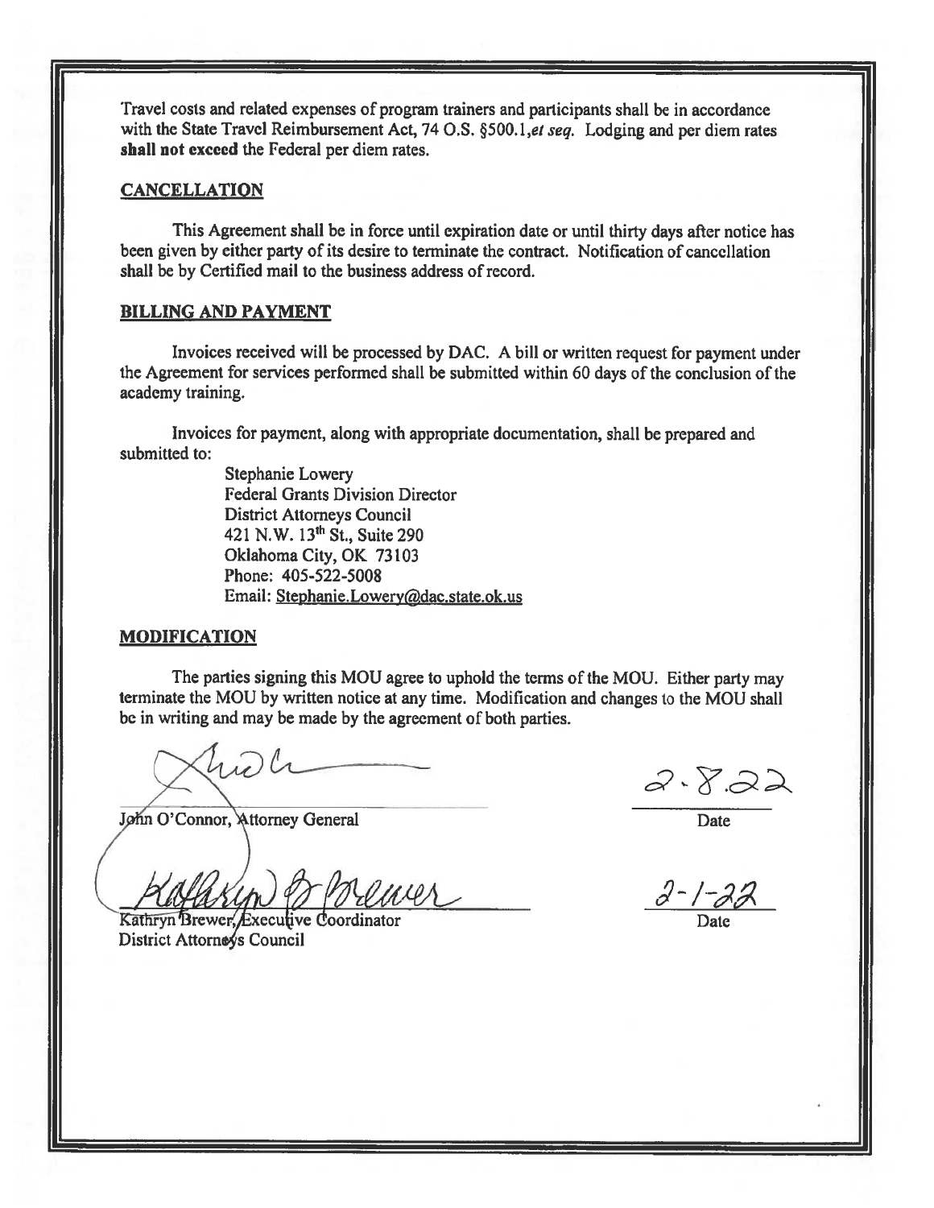Travel costs and related expenses of program trainers and participants shall be in accordance with the State Travel Reimbursement Act, 74 O.S. §500.1,*et seq.* Lodging and per diem rates **shall not exceed** the Federal per diem rates.

## CANCELLATION

This Agreement shall be in force until expiration date or until thirty days after notice has been given by either party of its desire to terminate the contract. Notification of cancellation shall be by Certified mail to the business address of record.

## BILLING AND PAYMENT

Invoices received will be processed by DAC. A bill or written request for payment under the Agreement for services performed shall be submitted within 60 days of the conclusion of the academy training.

Invoices for payment, along with appropriate documentation, shall be prepared and submitted to:

Stephanie Lowery
Federal Grants Division Director
District Attorneys Council
421 N.W. 13th St., Suite 290
Oklahoma City, OK 73103
Phone: 405-522-5008
Email: Stephanie.Lowery@dac.state.ok.us

## MODIFICATION

The parties signing this MOU agree to uphold the terms of the MOU. Either party may terminate the MOU by written notice at any time. Modification and changes to the MOU shall be in writing and may be made by the agreement of both parties.

John O'Connor, Attorney General — 2.8.22
Date

Kathryn Brewer, Executive Coordinator
District Attorneys Council — 2-1-22
Date